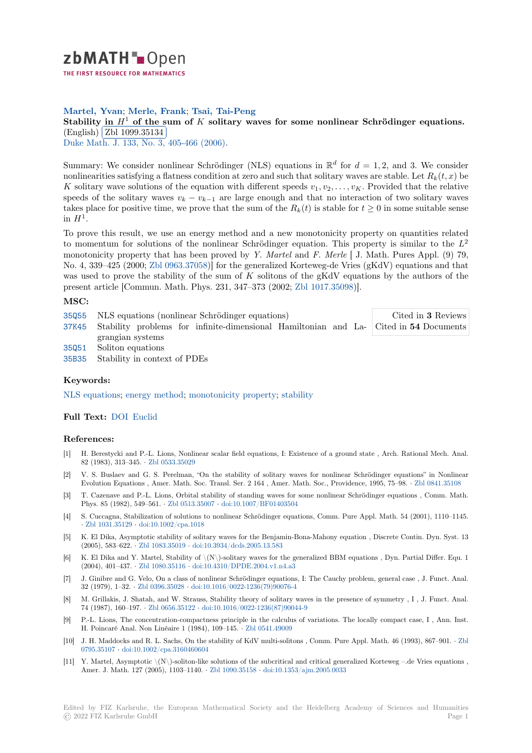zbMATH Open — THE FIRST RESOURCE FOR MATHEMATICS

**Martel, Yvan; Merle, Frank; Tsai, Tai-Peng**

**Stability in $H^1$ of the sum of $K$ solitary waves for some nonlinear Schrödinger equations.** (English) Zbl 1099.35134

Duke Math. J. 133, No. 3, 405-466 (2006).

Summary: We consider nonlinear Schrödinger (NLS) equations in $\mathbb{R}^d$ for $d = 1, 2$, and 3. We consider nonlinearities satisfying a flatness condition at zero and such that solitary waves are stable. Let $R_k(t,x)$ be $K$ solitary wave solutions of the equation with different speeds $v_1, v_2, \dots, v_K$. Provided that the relative speeds of the solitary waves $v_k - v_{k-1}$ are large enough and that no interaction of two solitary waves takes place for positive time, we prove that the sum of the $R_k(t)$ is stable for $t \geq 0$ in some suitable sense in $H^1$.

To prove this result, we use an energy method and a new monotonicity property on quantities related to momentum for solutions of the nonlinear Schrödinger equation. This property is similar to the $L^2$ monotonicity property that has been proved by *Y. Martel* and *F. Merle* [ J. Math. Pures Appl. (9) 79, No. 4, 339–425 (2000; Zbl 0963.37058)] for the generalized Korteweg-de Vries (gKdV) equations and that was used to prove the stability of the sum of $K$ solitons of the gKdV equations by the authors of the present article [Commun. Math. Phys. 231, 347–373 (2002; Zbl 1017.35098)].

## MSC:

| | | |
|---|---|---|
| 35Q55 | NLS equations (nonlinear Schrödinger equations) | Cited in **3** Reviews |
| 37K45 | Stability problems for infinite-dimensional Hamiltonian and Lagrangian systems | Cited in **54** Documents |
| 35Q51 | Soliton equations | |
| 35B35 | Stability in context of PDEs | |

## Keywords:

NLS equations; energy method; monotonicity property; stability

## Full Text: DOI Euclid

## References:

[1] H. Berestycki and P.-L. Lions, Nonlinear scalar field equations, I: Existence of a ground state , Arch. Rational Mech. Anal. 82 (1983), 313–345. · Zbl 0533.35029

[2] V. S. Buslaev and G. S. Perelman, "On the stability of solitary waves for nonlinear Schrödinger equations" in Nonlinear Evolution Equations , Amer. Math. Soc. Transl. Ser. 2 164 , Amer. Math. Soc., Providence, 1995, 75–98. · Zbl 0841.35108

[3] T. Cazenave and P.-L. Lions, Orbital stability of standing waves for some nonlinear Schrödinger equations , Comm. Math. Phys. 85 (1982), 549–561. · Zbl 0513.35007 · doi:10.1007/BF01403504

[4] S. Cuccagna, Stabilization of solutions to nonlinear Schrödinger equations, Comm. Pure Appl. Math. 54 (2001), 1110–1145. · Zbl 1031.35129 · doi:10.1002/cpa.1018

[5] K. El Dika, Asymptotic stability of solitary waves for the Benjamin-Bona-Mahony equation , Discrete Contin. Dyn. Syst. 13 (2005), 583–622. · Zbl 1083.35019 · doi:10.3934/dcds.2005.13.583

[6] K. El Dika and Y. Martel, Stability of \(N\)-solitary waves for the generalized BBM equations , Dyn. Partial Differ. Equ. 1 (2004), 401–437. · Zbl 1080.35116 · doi:10.4310/DPDE.2004.v1.n4.a3

[7] J. Ginibre and G. Velo, On a class of nonlinear Schrödinger equations, I: The Cauchy problem, general case , J. Funct. Anal. 32 (1979), 1–32. · Zbl 0396.35028 · doi:10.1016/0022-1236(79)90076-4

[8] M. Grillakis, J. Shatah, and W. Strauss, Stability theory of solitary waves in the presence of symmetry , I , J. Funct. Anal. 74 (1987), 160–197. · Zbl 0656.35122 · doi:10.1016/0022-1236(87)90044-9

[9] P.-L. Lions, The concentration-compactness principle in the calculus of variations. The locally compact case, I , Ann. Inst. H. Poincaré Anal. Non Linéaire 1 (1984), 109–145. · Zbl 0541.49009

[10] J. H. Maddocks and R. L. Sachs, On the stability of KdV multi-solitons , Comm. Pure Appl. Math. 46 (1993), 867–901. · Zbl 0795.35107 · doi:10.1002/cpa.3160460604

[11] Y. Martel, Asymptotic \(N\)-soliton-like solutions of the subcritical and critical generalized Korteweg –.de Vries equations , Amer. J. Math. 127 (2005), 1103–1140. · Zbl 1090.35158 · doi:10.1353/ajm.2005.0033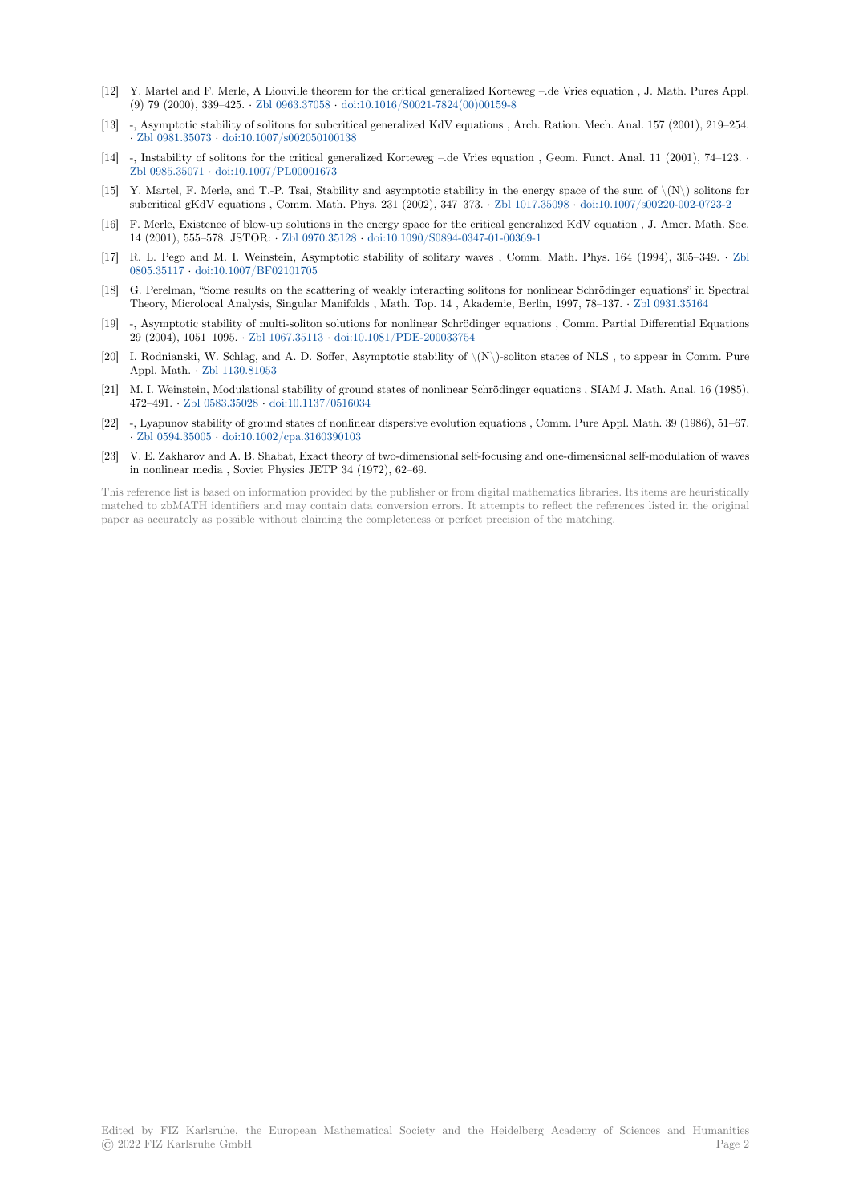[12] Y. Martel and F. Merle, A Liouville theorem for the critical generalized Korteweg –.de Vries equation , J. Math. Pures Appl. (9) 79 (2000), 339–425. · Zbl 0963.37058 · doi:10.1016/S0021-7824(00)00159-8

[13] -, Asymptotic stability of solitons for subcritical generalized KdV equations , Arch. Ration. Mech. Anal. 157 (2001), 219–254. · Zbl 0981.35073 · doi:10.1007/s002050100138

[14] -, Instability of solitons for the critical generalized Korteweg –.de Vries equation , Geom. Funct. Anal. 11 (2001), 74–123. · Zbl 0985.35071 · doi:10.1007/PL00001673

[15] Y. Martel, F. Merle, and T.-P. Tsai, Stability and asymptotic stability in the energy space of the sum of \(N\) solitons for subcritical gKdV equations , Comm. Math. Phys. 231 (2002), 347–373. · Zbl 1017.35098 · doi:10.1007/s00220-002-0723-2

[16] F. Merle, Existence of blow-up solutions in the energy space for the critical generalized KdV equation , J. Amer. Math. Soc. 14 (2001), 555–578. JSTOR: · Zbl 0970.35128 · doi:10.1090/S0894-0347-01-00369-1

[17] R. L. Pego and M. I. Weinstein, Asymptotic stability of solitary waves , Comm. Math. Phys. 164 (1994), 305–349. · Zbl 0805.35117 · doi:10.1007/BF02101705

[18] G. Perelman, "Some results on the scattering of weakly interacting solitons for nonlinear Schrödinger equations" in Spectral Theory, Microlocal Analysis, Singular Manifolds , Math. Top. 14 , Akademie, Berlin, 1997, 78–137. · Zbl 0931.35164

[19] -, Asymptotic stability of multi-soliton solutions for nonlinear Schrödinger equations , Comm. Partial Differential Equations 29 (2004), 1051–1095. · Zbl 1067.35113 · doi:10.1081/PDE-200033754

[20] I. Rodnianski, W. Schlag, and A. D. Soffer, Asymptotic stability of \(N\)-soliton states of NLS , to appear in Comm. Pure Appl. Math. · Zbl 1130.81053

[21] M. I. Weinstein, Modulational stability of ground states of nonlinear Schrödinger equations , SIAM J. Math. Anal. 16 (1985), 472–491. · Zbl 0583.35028 · doi:10.1137/0516034

[22] -, Lyapunov stability of ground states of nonlinear dispersive evolution equations , Comm. Pure Appl. Math. 39 (1986), 51–67. · Zbl 0594.35005 · doi:10.1002/cpa.3160390103

[23] V. E. Zakharov and A. B. Shabat, Exact theory of two-dimensional self-focusing and one-dimensional self-modulation of waves in nonlinear media , Soviet Physics JETP 34 (1972), 62–69.

This reference list is based on information provided by the publisher or from digital mathematics libraries. Its items are heuristically matched to zbMATH identifiers and may contain data conversion errors. It attempts to reflect the references listed in the original paper as accurately as possible without claiming the completeness or perfect precision of the matching.